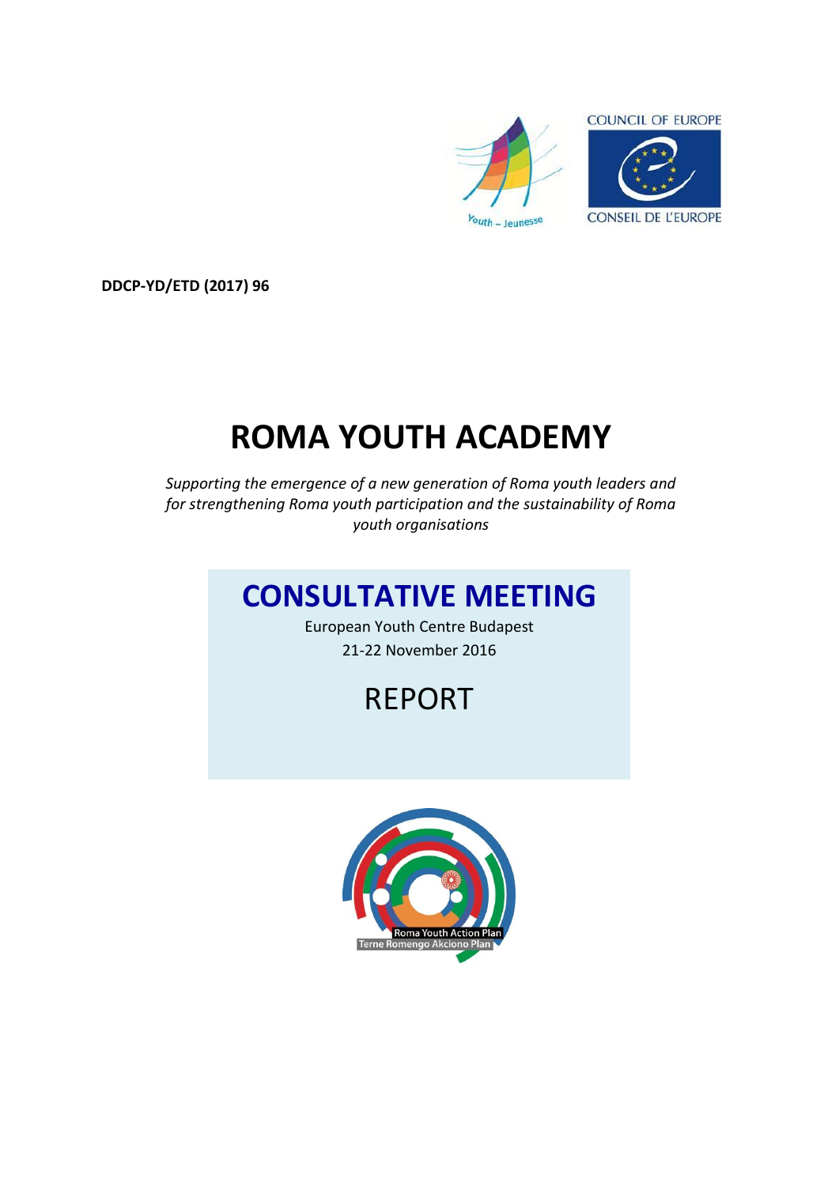COUNCIL OF EUROPE

CONSEIL DE L'EUROPE

Youth – Jeunesse

**DDCP-YD/ETD (2017) 96**

# ROMA YOUTH ACADEMY

*Supporting the emergence of a new generation of Roma youth leaders and for strengthening Roma youth participation and the sustainability of Roma youth organisations*

## CONSULTATIVE MEETING

European Youth Centre Budapest

21-22 November 2016

## REPORT

Roma Youth Action Plan

Terne Romengo Akciono Plan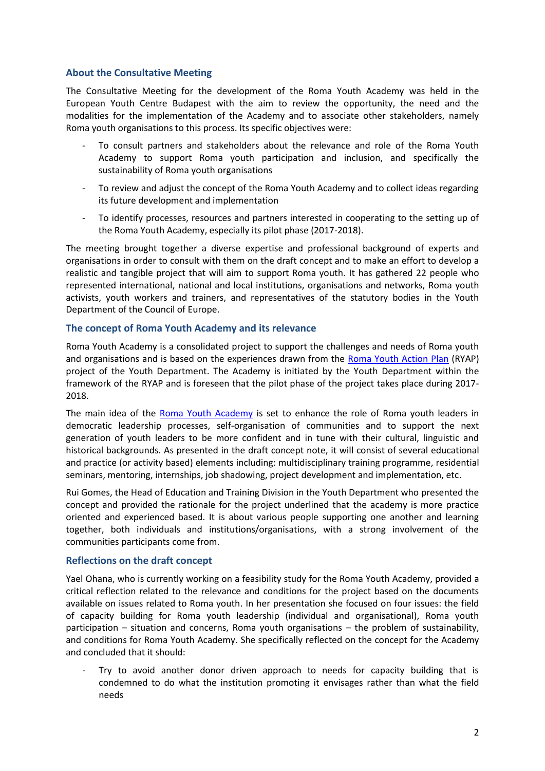## About the Consultative Meeting

The Consultative Meeting for the development of the Roma Youth Academy was held in the European Youth Centre Budapest with the aim to review the opportunity, the need and the modalities for the implementation of the Academy and to associate other stakeholders, namely Roma youth organisations to this process. Its specific objectives were:

- To consult partners and stakeholders about the relevance and role of the Roma Youth Academy to support Roma youth participation and inclusion, and specifically the sustainability of Roma youth organisations
- To review and adjust the concept of the Roma Youth Academy and to collect ideas regarding its future development and implementation
- To identify processes, resources and partners interested in cooperating to the setting up of the Roma Youth Academy, especially its pilot phase (2017-2018).

The meeting brought together a diverse expertise and professional background of experts and organisations in order to consult with them on the draft concept and to make an effort to develop a realistic and tangible project that will aim to support Roma youth. It has gathered 22 people who represented international, national and local institutions, organisations and networks, Roma youth activists, youth workers and trainers, and representatives of the statutory bodies in the Youth Department of the Council of Europe.

## The concept of Roma Youth Academy and its relevance

Roma Youth Academy is a consolidated project to support the challenges and needs of Roma youth and organisations and is based on the experiences drawn from the Roma Youth Action Plan (RYAP) project of the Youth Department. The Academy is initiated by the Youth Department within the framework of the RYAP and is foreseen that the pilot phase of the project takes place during 2017-2018.

The main idea of the Roma Youth Academy is set to enhance the role of Roma youth leaders in democratic leadership processes, self-organisation of communities and to support the next generation of youth leaders to be more confident and in tune with their cultural, linguistic and historical backgrounds. As presented in the draft concept note, it will consist of several educational and practice (or activity based) elements including: multidisciplinary training programme, residential seminars, mentoring, internships, job shadowing, project development and implementation, etc.

Rui Gomes, the Head of Education and Training Division in the Youth Department who presented the concept and provided the rationale for the project underlined that the academy is more practice oriented and experienced based. It is about various people supporting one another and learning together, both individuals and institutions/organisations, with a strong involvement of the communities participants come from.

## Reflections on the draft concept

Yael Ohana, who is currently working on a feasibility study for the Roma Youth Academy, provided a critical reflection related to the relevance and conditions for the project based on the documents available on issues related to Roma youth. In her presentation she focused on four issues: the field of capacity building for Roma youth leadership (individual and organisational), Roma youth participation – situation and concerns, Roma youth organisations – the problem of sustainability, and conditions for Roma Youth Academy. She specifically reflected on the concept for the Academy and concluded that it should:

- Try to avoid another donor driven approach to needs for capacity building that is condemned to do what the institution promoting it envisages rather than what the field needs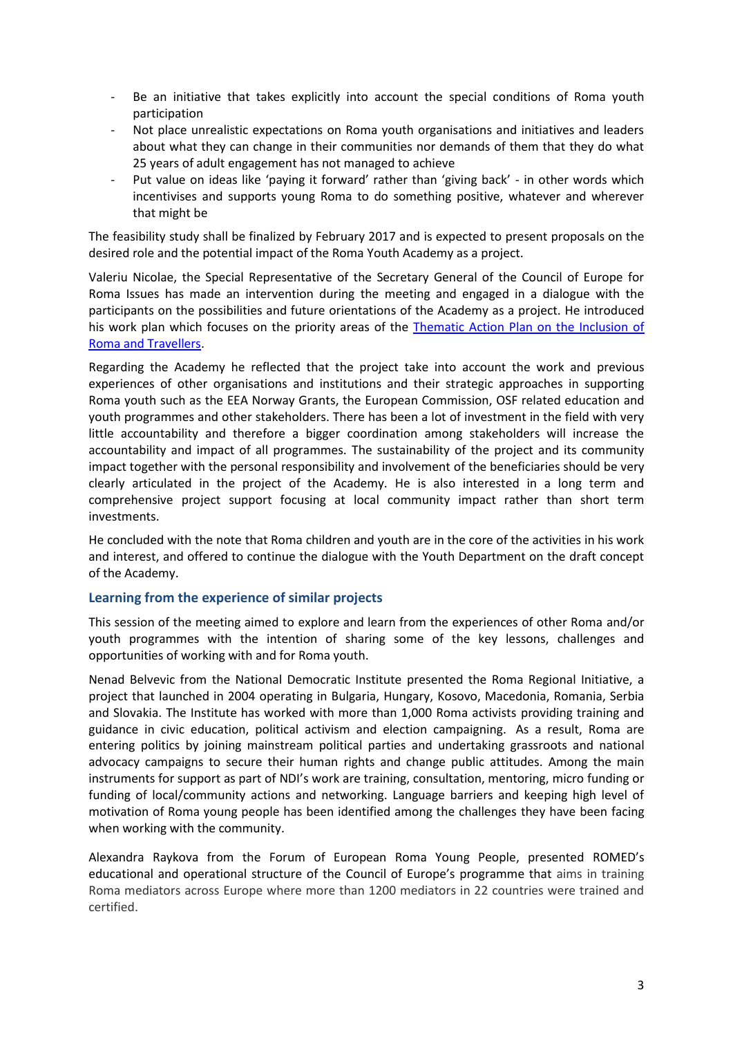- Be an initiative that takes explicitly into account the special conditions of Roma youth participation
- Not place unrealistic expectations on Roma youth organisations and initiatives and leaders about what they can change in their communities nor demands of them that they do what 25 years of adult engagement has not managed to achieve
- Put value on ideas like 'paying it forward' rather than 'giving back' - in other words which incentivises and supports young Roma to do something positive, whatever and wherever that might be

The feasibility study shall be finalized by February 2017 and is expected to present proposals on the desired role and the potential impact of the Roma Youth Academy as a project.

Valeriu Nicolae, the Special Representative of the Secretary General of the Council of Europe for Roma Issues has made an intervention during the meeting and engaged in a dialogue with the participants on the possibilities and future orientations of the Academy as a project. He introduced his work plan which focuses on the priority areas of the [Thematic Action Plan on the Inclusion of Roma and Travellers](Thematic Action Plan on the Inclusion of Roma and Travellers).

Regarding the Academy he reflected that the project take into account the work and previous experiences of other organisations and institutions and their strategic approaches in supporting Roma youth such as the EEA Norway Grants, the European Commission, OSF related education and youth programmes and other stakeholders. There has been a lot of investment in the field with very little accountability and therefore a bigger coordination among stakeholders will increase the accountability and impact of all programmes. The sustainability of the project and its community impact together with the personal responsibility and involvement of the beneficiaries should be very clearly articulated in the project of the Academy. He is also interested in a long term and comprehensive project support focusing at local community impact rather than short term investments.

He concluded with the note that Roma children and youth are in the core of the activities in his work and interest, and offered to continue the dialogue with the Youth Department on the draft concept of the Academy.

### Learning from the experience of similar projects

This session of the meeting aimed to explore and learn from the experiences of other Roma and/or youth programmes with the intention of sharing some of the key lessons, challenges and opportunities of working with and for Roma youth.

Nenad Belvevic from the National Democratic Institute presented the Roma Regional Initiative, a project that launched in 2004 operating in Bulgaria, Hungary, Kosovo, Macedonia, Romania, Serbia and Slovakia. The Institute has worked with more than 1,000 Roma activists providing training and guidance in civic education, political activism and election campaigning. As a result, Roma are entering politics by joining mainstream political parties and undertaking grassroots and national advocacy campaigns to secure their human rights and change public attitudes. Among the main instruments for support as part of NDI's work are training, consultation, mentoring, micro funding or funding of local/community actions and networking. Language barriers and keeping high level of motivation of Roma young people has been identified among the challenges they have been facing when working with the community.

Alexandra Raykova from the Forum of European Roma Young People, presented ROMED's educational and operational structure of the Council of Europe's programme that aims in training Roma mediators across Europe where more than 1200 mediators in 22 countries were trained and certified.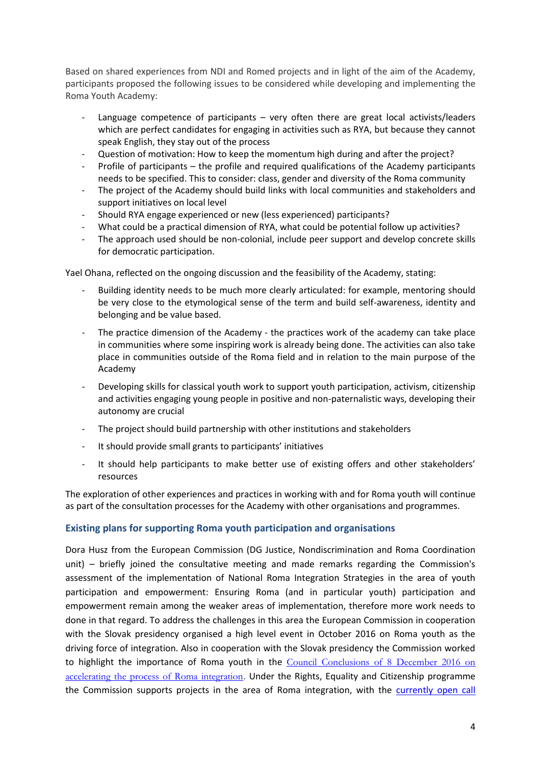Based on shared experiences from NDI and Romed projects and in light of the aim of the Academy, participants proposed the following issues to be considered while developing and implementing the Roma Youth Academy:

- Language competence of participants – very often there are great local activists/leaders which are perfect candidates for engaging in activities such as RYA, but because they cannot speak English, they stay out of the process
- Question of motivation: How to keep the momentum high during and after the project?
- Profile of participants – the profile and required qualifications of the Academy participants needs to be specified. This to consider: class, gender and diversity of the Roma community
- The project of the Academy should build links with local communities and stakeholders and support initiatives on local level
- Should RYA engage experienced or new (less experienced) participants?
- What could be a practical dimension of RYA, what could be potential follow up activities?
- The approach used should be non-colonial, include peer support and develop concrete skills for democratic participation.

Yael Ohana, reflected on the ongoing discussion and the feasibility of the Academy, stating:

- Building identity needs to be much more clearly articulated: for example, mentoring should be very close to the etymological sense of the term and build self-awareness, identity and belonging and be value based.
- The practice dimension of the Academy - the practices work of the academy can take place in communities where some inspiring work is already being done. The activities can also take place in communities outside of the Roma field and in relation to the main purpose of the Academy
- Developing skills for classical youth work to support youth participation, activism, citizenship and activities engaging young people in positive and non-paternalistic ways, developing their autonomy are crucial
- The project should build partnership with other institutions and stakeholders
- It should provide small grants to participants' initiatives
- It should help participants to make better use of existing offers and other stakeholders' resources

The exploration of other experiences and practices in working with and for Roma youth will continue as part of the consultation processes for the Academy with other organisations and programmes.

### Existing plans for supporting Roma youth participation and organisations

Dora Husz from the European Commission (DG Justice, Nondiscrimination and Roma Coordination unit) – briefly joined the consultative meeting and made remarks regarding the Commission's assessment of the implementation of National Roma Integration Strategies in the area of youth participation and empowerment: Ensuring Roma (and in particular youth) participation and empowerment remain among the weaker areas of implementation, therefore more work needs to done in that regard. To address the challenges in this area the European Commission in cooperation with the Slovak presidency organised a high level event in October 2016 on Roma youth as the driving force of integration. Also in cooperation with the Slovak presidency the Commission worked to highlight the importance of Roma youth in the Council Conclusions of 8 December 2016 on accelerating the process of Roma integration. Under the Rights, Equality and Citizenship programme the Commission supports projects in the area of Roma integration, with the currently open call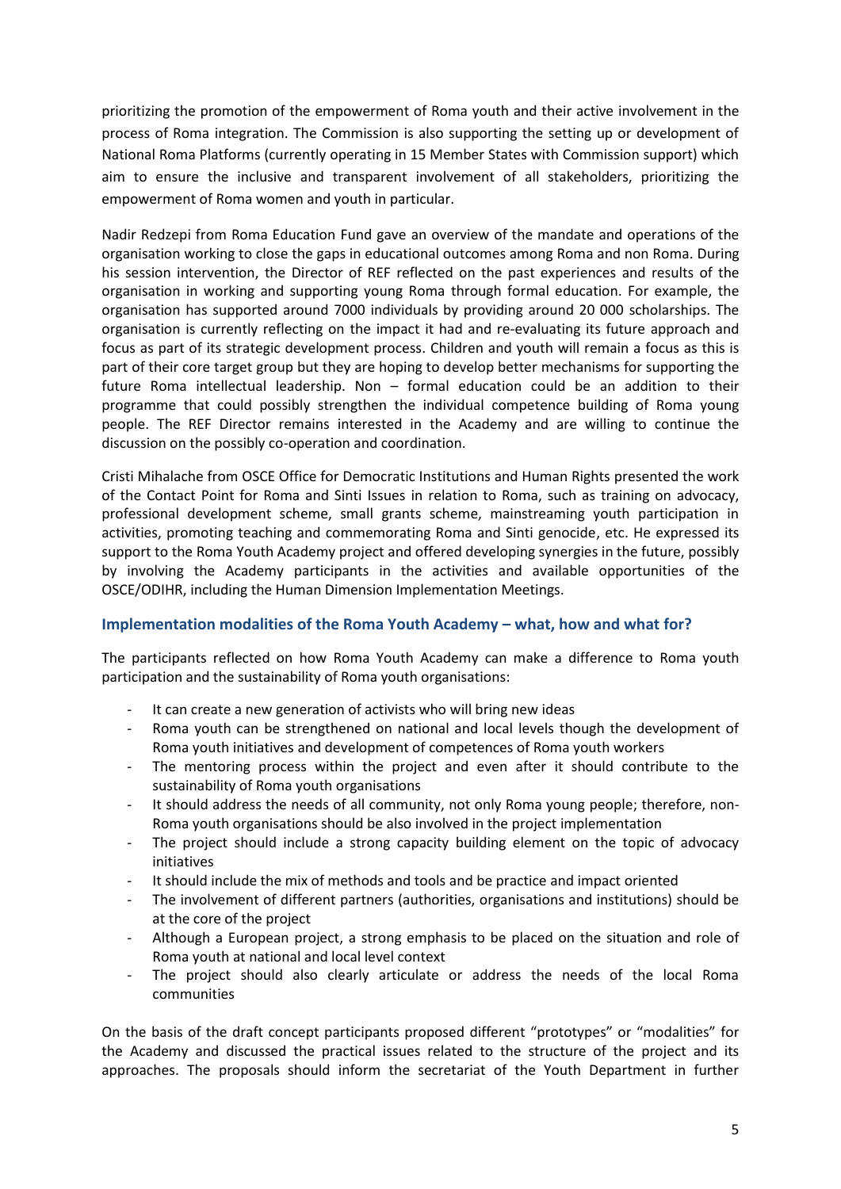prioritizing the promotion of the empowerment of Roma youth and their active involvement in the process of Roma integration. The Commission is also supporting the setting up or development of National Roma Platforms (currently operating in 15 Member States with Commission support) which aim to ensure the inclusive and transparent involvement of all stakeholders, prioritizing the empowerment of Roma women and youth in particular.

Nadir Redzepi from Roma Education Fund gave an overview of the mandate and operations of the organisation working to close the gaps in educational outcomes among Roma and non Roma. During his session intervention, the Director of REF reflected on the past experiences and results of the organisation in working and supporting young Roma through formal education. For example, the organisation has supported around 7000 individuals by providing around 20 000 scholarships. The organisation is currently reflecting on the impact it had and re-evaluating its future approach and focus as part of its strategic development process. Children and youth will remain a focus as this is part of their core target group but they are hoping to develop better mechanisms for supporting the future Roma intellectual leadership. Non – formal education could be an addition to their programme that could possibly strengthen the individual competence building of Roma young people. The REF Director remains interested in the Academy and are willing to continue the discussion on the possibly co-operation and coordination.

Cristi Mihalache from OSCE Office for Democratic Institutions and Human Rights presented the work of the Contact Point for Roma and Sinti Issues in relation to Roma, such as training on advocacy, professional development scheme, small grants scheme, mainstreaming youth participation in activities, promoting teaching and commemorating Roma and Sinti genocide, etc. He expressed its support to the Roma Youth Academy project and offered developing synergies in the future, possibly by involving the Academy participants in the activities and available opportunities of the OSCE/ODIHR, including the Human Dimension Implementation Meetings.

### Implementation modalities of the Roma Youth Academy – what, how and what for?

The participants reflected on how Roma Youth Academy can make a difference to Roma youth participation and the sustainability of Roma youth organisations:

- It can create a new generation of activists who will bring new ideas
- Roma youth can be strengthened on national and local levels though the development of Roma youth initiatives and development of competences of Roma youth workers
- The mentoring process within the project and even after it should contribute to the sustainability of Roma youth organisations
- It should address the needs of all community, not only Roma young people; therefore, non-Roma youth organisations should be also involved in the project implementation
- The project should include a strong capacity building element on the topic of advocacy initiatives
- It should include the mix of methods and tools and be practice and impact oriented
- The involvement of different partners (authorities, organisations and institutions) should be at the core of the project
- Although a European project, a strong emphasis to be placed on the situation and role of Roma youth at national and local level context
- The project should also clearly articulate or address the needs of the local Roma communities

On the basis of the draft concept participants proposed different "prototypes" or "modalities" for the Academy and discussed the practical issues related to the structure of the project and its approaches. The proposals should inform the secretariat of the Youth Department in further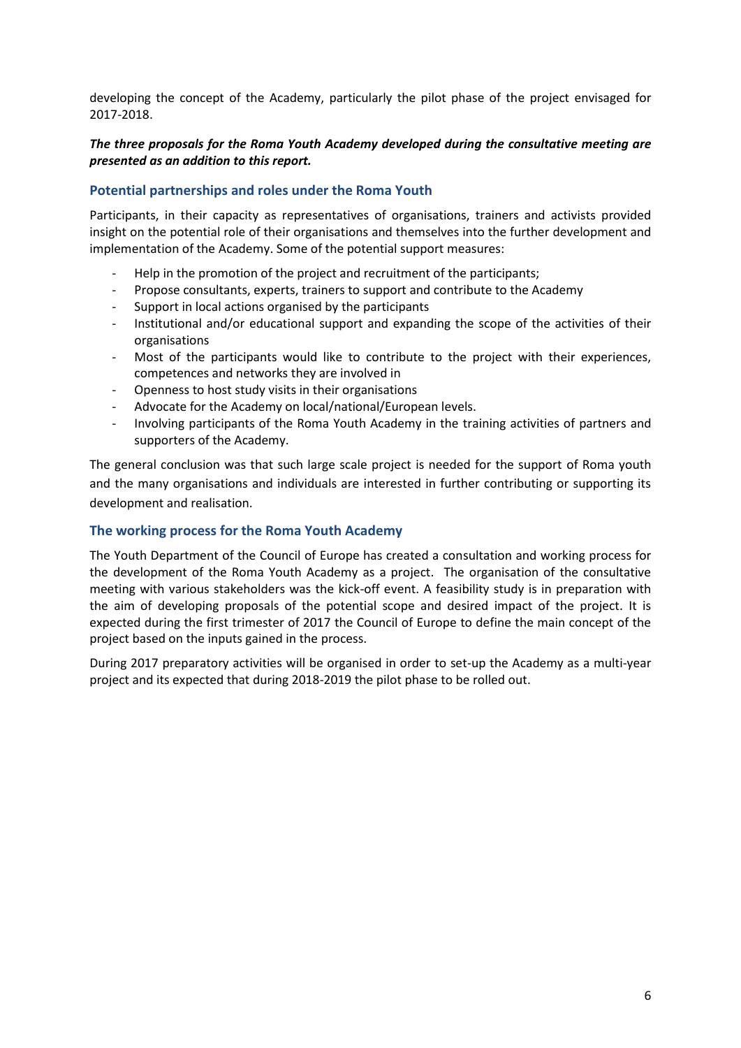developing the concept of the Academy, particularly the pilot phase of the project envisaged for 2017-2018.

***The three proposals for the Roma Youth Academy developed during the consultative meeting are presented as an addition to this report.***

### Potential partnerships and roles under the Roma Youth

Participants, in their capacity as representatives of organisations, trainers and activists provided insight on the potential role of their organisations and themselves into the further development and implementation of the Academy. Some of the potential support measures:

- Help in the promotion of the project and recruitment of the participants;
- Propose consultants, experts, trainers to support and contribute to the Academy
- Support in local actions organised by the participants
- Institutional and/or educational support and expanding the scope of the activities of their organisations
- Most of the participants would like to contribute to the project with their experiences, competences and networks they are involved in
- Openness to host study visits in their organisations
- Advocate for the Academy on local/national/European levels.
- Involving participants of the Roma Youth Academy in the training activities of partners and supporters of the Academy.

The general conclusion was that such large scale project is needed for the support of Roma youth and the many organisations and individuals are interested in further contributing or supporting its development and realisation.

### The working process for the Roma Youth Academy

The Youth Department of the Council of Europe has created a consultation and working process for the development of the Roma Youth Academy as a project. The organisation of the consultative meeting with various stakeholders was the kick-off event. A feasibility study is in preparation with the aim of developing proposals of the potential scope and desired impact of the project. It is expected during the first trimester of 2017 the Council of Europe to define the main concept of the project based on the inputs gained in the process.

During 2017 preparatory activities will be organised in order to set-up the Academy as a multi-year project and its expected that during 2018-2019 the pilot phase to be rolled out.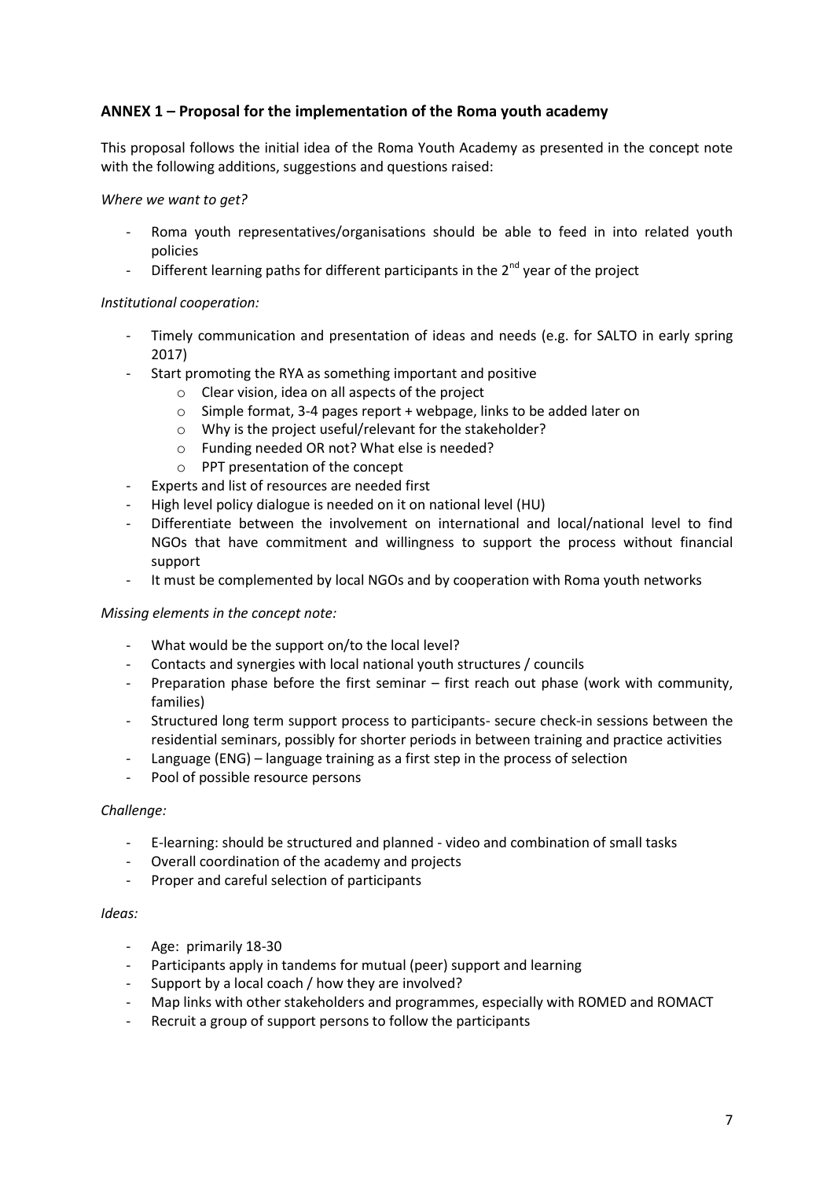## ANNEX 1 – Proposal for the implementation of the Roma youth academy

This proposal follows the initial idea of the Roma Youth Academy as presented in the concept note with the following additions, suggestions and questions raised:

*Where we want to get?*

- Roma youth representatives/organisations should be able to feed in into related youth policies
- Different learning paths for different participants in the 2nd year of the project

*Institutional cooperation:*

- Timely communication and presentation of ideas and needs (e.g. for SALTO in early spring 2017)
- Start promoting the RYA as something important and positive
    - Clear vision, idea on all aspects of the project
    - Simple format, 3-4 pages report + webpage, links to be added later on
    - Why is the project useful/relevant for the stakeholder?
    - Funding needed OR not? What else is needed?
    - PPT presentation of the concept
- Experts and list of resources are needed first
- High level policy dialogue is needed on it on national level (HU)
- Differentiate between the involvement on international and local/national level to find NGOs that have commitment and willingness to support the process without financial support
- It must be complemented by local NGOs and by cooperation with Roma youth networks

*Missing elements in the concept note:*

- What would be the support on/to the local level?
- Contacts and synergies with local national youth structures / councils
- Preparation phase before the first seminar – first reach out phase (work with community, families)
- Structured long term support process to participants- secure check-in sessions between the residential seminars, possibly for shorter periods in between training and practice activities
- Language (ENG) – language training as a first step in the process of selection
- Pool of possible resource persons

*Challenge:*

- E-learning: should be structured and planned - video and combination of small tasks
- Overall coordination of the academy and projects
- Proper and careful selection of participants

*Ideas:*

- Age: primarily 18-30
- Participants apply in tandems for mutual (peer) support and learning
- Support by a local coach / how they are involved?
- Map links with other stakeholders and programmes, especially with ROMED and ROMACT
- Recruit a group of support persons to follow the participants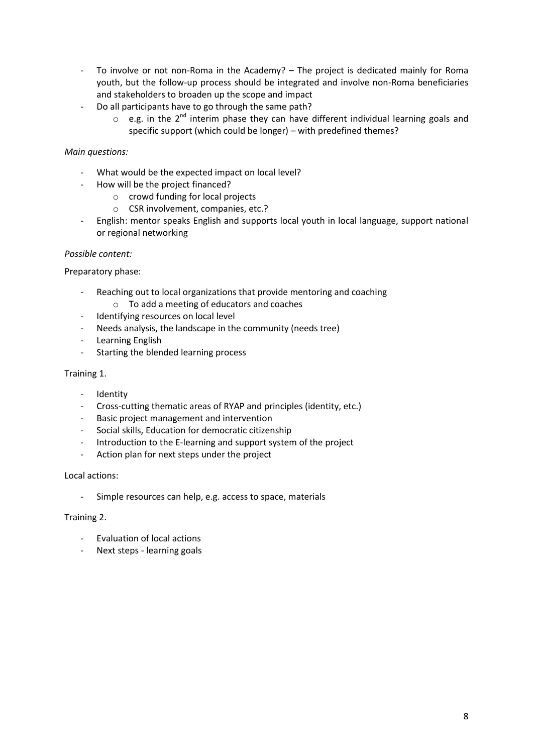- To involve or not non-Roma in the Academy? – The project is dedicated mainly for Roma youth, but the follow-up process should be integrated and involve non-Roma beneficiaries and stakeholders to broaden up the scope and impact
- Do all participants have to go through the same path?
  - e.g. in the 2nd interim phase they can have different individual learning goals and specific support (which could be longer) – with predefined themes?

*Main questions:*

- What would be the expected impact on local level?
- How will be the project financed?
  - crowd funding for local projects
  - CSR involvement, companies, etc.?
- English: mentor speaks English and supports local youth in local language, support national or regional networking

*Possible content:*

Preparatory phase:

- Reaching out to local organizations that provide mentoring and coaching
  - To add a meeting of educators and coaches
- Identifying resources on local level
- Needs analysis, the landscape in the community (needs tree)
- Learning English
- Starting the blended learning process

Training 1.

- Identity
- Cross-cutting thematic areas of RYAP and principles (identity, etc.)
- Basic project management and intervention
- Social skills, Education for democratic citizenship
- Introduction to the E-learning and support system of the project
- Action plan for next steps under the project

Local actions:

- Simple resources can help, e.g. access to space, materials

Training 2.

- Evaluation of local actions
- Next steps - learning goals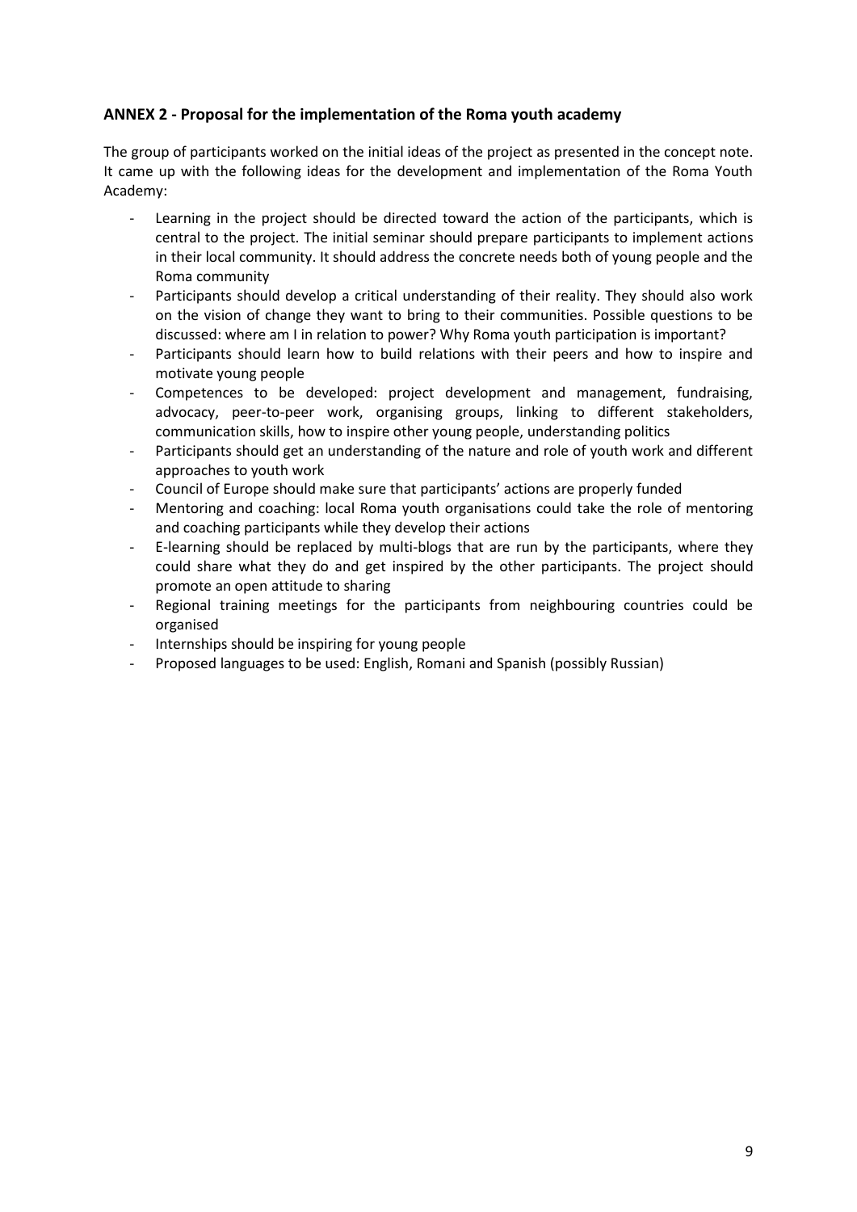## ANNEX 2 - Proposal for the implementation of the Roma youth academy

The group of participants worked on the initial ideas of the project as presented in the concept note. It came up with the following ideas for the development and implementation of the Roma Youth Academy:

- Learning in the project should be directed toward the action of the participants, which is central to the project. The initial seminar should prepare participants to implement actions in their local community. It should address the concrete needs both of young people and the Roma community
- Participants should develop a critical understanding of their reality. They should also work on the vision of change they want to bring to their communities. Possible questions to be discussed: where am I in relation to power? Why Roma youth participation is important?
- Participants should learn how to build relations with their peers and how to inspire and motivate young people
- Competences to be developed: project development and management, fundraising, advocacy, peer-to-peer work, organising groups, linking to different stakeholders, communication skills, how to inspire other young people, understanding politics
- Participants should get an understanding of the nature and role of youth work and different approaches to youth work
- Council of Europe should make sure that participants' actions are properly funded
- Mentoring and coaching: local Roma youth organisations could take the role of mentoring and coaching participants while they develop their actions
- E-learning should be replaced by multi-blogs that are run by the participants, where they could share what they do and get inspired by the other participants. The project should promote an open attitude to sharing
- Regional training meetings for the participants from neighbouring countries could be organised
- Internships should be inspiring for young people
- Proposed languages to be used: English, Romani and Spanish (possibly Russian)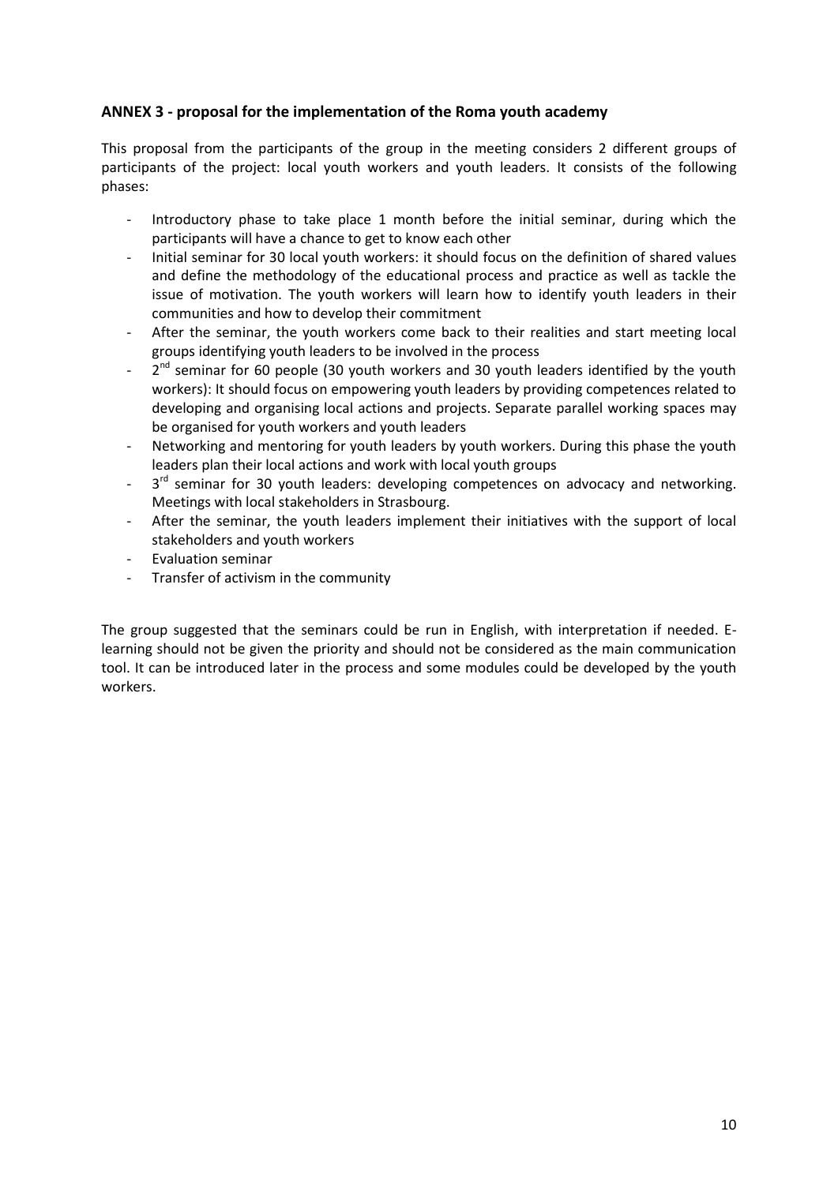### ANNEX 3 - proposal for the implementation of the Roma youth academy

This proposal from the participants of the group in the meeting considers 2 different groups of participants of the project: local youth workers and youth leaders. It consists of the following phases:

- Introductory phase to take place 1 month before the initial seminar, during which the participants will have a chance to get to know each other
- Initial seminar for 30 local youth workers: it should focus on the definition of shared values and define the methodology of the educational process and practice as well as tackle the issue of motivation. The youth workers will learn how to identify youth leaders in their communities and how to develop their commitment
- After the seminar, the youth workers come back to their realities and start meeting local groups identifying youth leaders to be involved in the process
- 2nd seminar for 60 people (30 youth workers and 30 youth leaders identified by the youth workers): It should focus on empowering youth leaders by providing competences related to developing and organising local actions and projects. Separate parallel working spaces may be organised for youth workers and youth leaders
- Networking and mentoring for youth leaders by youth workers. During this phase the youth leaders plan their local actions and work with local youth groups
- 3rd seminar for 30 youth leaders: developing competences on advocacy and networking. Meetings with local stakeholders in Strasbourg.
- After the seminar, the youth leaders implement their initiatives with the support of local stakeholders and youth workers
- Evaluation seminar
- Transfer of activism in the community

The group suggested that the seminars could be run in English, with interpretation if needed. E-learning should not be given the priority and should not be considered as the main communication tool. It can be introduced later in the process and some modules could be developed by the youth workers.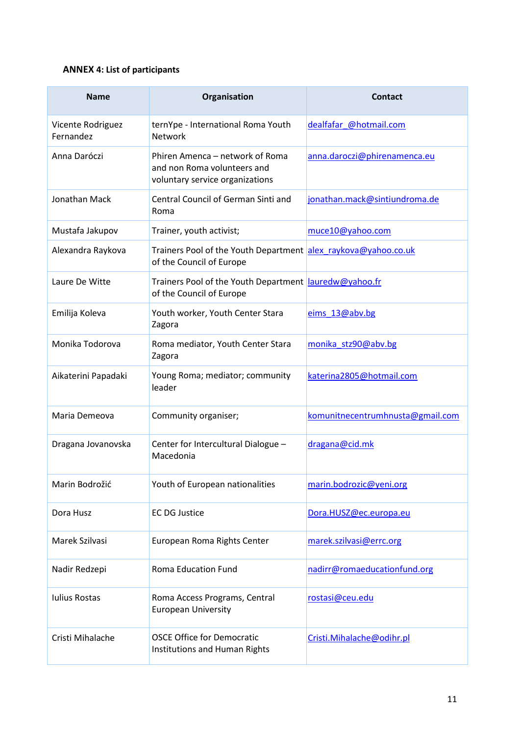**ANNEX 4: List of participants**

| Name | Organisation | Contact |
|---|---|---|
| Vicente Rodriguez Fernandez | ternYpe - International Roma Youth Network | dealfafar_@hotmail.com |
| Anna Daróczi | Phiren Amenca – network of Roma and non Roma volunteers and voluntary service organizations | anna.daroczi@phirenamenca.eu |
| Jonathan Mack | Central Council of German Sinti and Roma | jonathan.mack@sintiundroma.de |
| Mustafa Jakupov | Trainer, youth activist; | muce10@yahoo.com |
| Alexandra Raykova | Trainers Pool of the Youth Department of the Council of Europe | alex_raykova@yahoo.co.uk |
| Laure De Witte | Trainers Pool of the Youth Department of the Council of Europe | lauredw@yahoo.fr |
| Emilija Koleva | Youth worker, Youth Center Stara Zagora | eims_13@abv.bg |
| Monika Todorova | Roma mediator, Youth Center Stara Zagora | monika_stz90@abv.bg |
| Aikaterini Papadaki | Young Roma; mediator; community leader | katerina2805@hotmail.com |
| Maria Demeova | Community organiser; | komunitnecentrumhnusta@gmail.com |
| Dragana Jovanovska | Center for Intercultural Dialogue – Macedonia | dragana@cid.mk |
| Marin Bodrožić | Youth of European nationalities | marin.bodrozic@yeni.org |
| Dora Husz | EC DG Justice | Dora.HUSZ@ec.europa.eu |
| Marek Szilvasi | European Roma Rights Center | marek.szilvasi@errc.org |
| Nadir Redzepi | Roma Education Fund | nadirr@romaeducationfund.org |
| Iulius Rostas | Roma Access Programs, Central European University | rostasi@ceu.edu |
| Cristi Mihalache | OSCE Office for Democratic Institutions and Human Rights | Cristi.Mihalache@odihr.pl |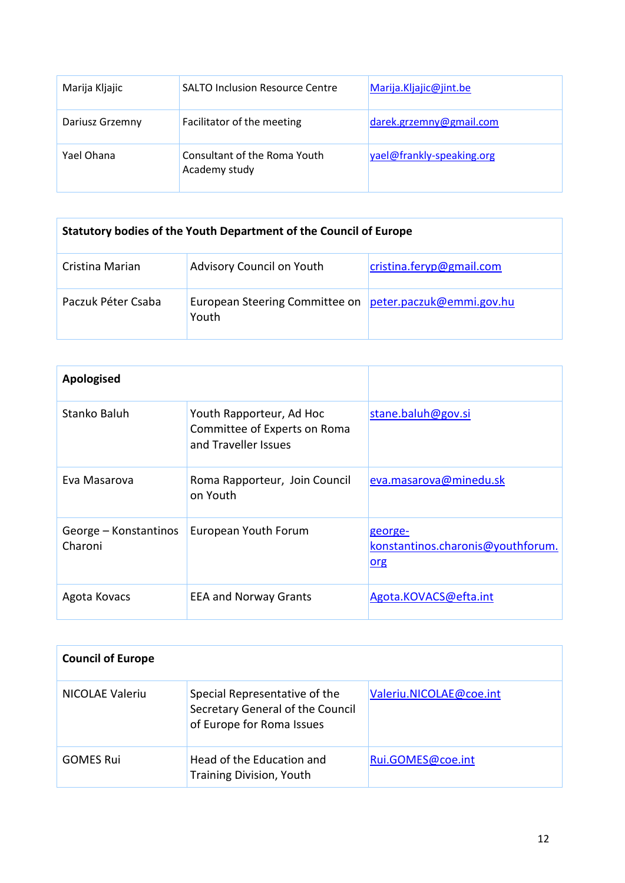| | | |
|---|---|---|
| Marija Kljajic | SALTO Inclusion Resource Centre | Marija.Kljajic@jint.be |
| Dariusz Grzemny | Facilitator of the meeting | darek.grzemny@gmail.com |
| Yael Ohana | Consultant of the Roma Youth Academy study | yael@frankly-speaking.org |

| **Statutory bodies of the Youth Department of the Council of Europe** | | |
|---|---|---|
| Cristina Marian | Advisory Council on Youth | cristina.feryp@gmail.com |
| Paczuk Péter Csaba | European Steering Committee on Youth | peter.paczuk@emmi.gov.hu |

| **Apologised** | | |
|---|---|---|
| Stanko Baluh | Youth Rapporteur, Ad Hoc Committee of Experts on Roma and Traveller Issues | stane.baluh@gov.si |
| Eva Masarova | Roma Rapporteur, Join Council on Youth | eva.masarova@minedu.sk |
| George – Konstantinos Charoni | European Youth Forum | george-konstantinos.charonis@youthforum.org |
| Agota Kovacs | EEA and Norway Grants | Agota.KOVACS@efta.int |

| **Council of Europe** | | |
|---|---|---|
| NICOLAE Valeriu | Special Representative of the Secretary General of the Council of Europe for Roma Issues | Valeriu.NICOLAE@coe.int |
| GOMES Rui | Head of the Education and Training Division, Youth | Rui.GOMES@coe.int |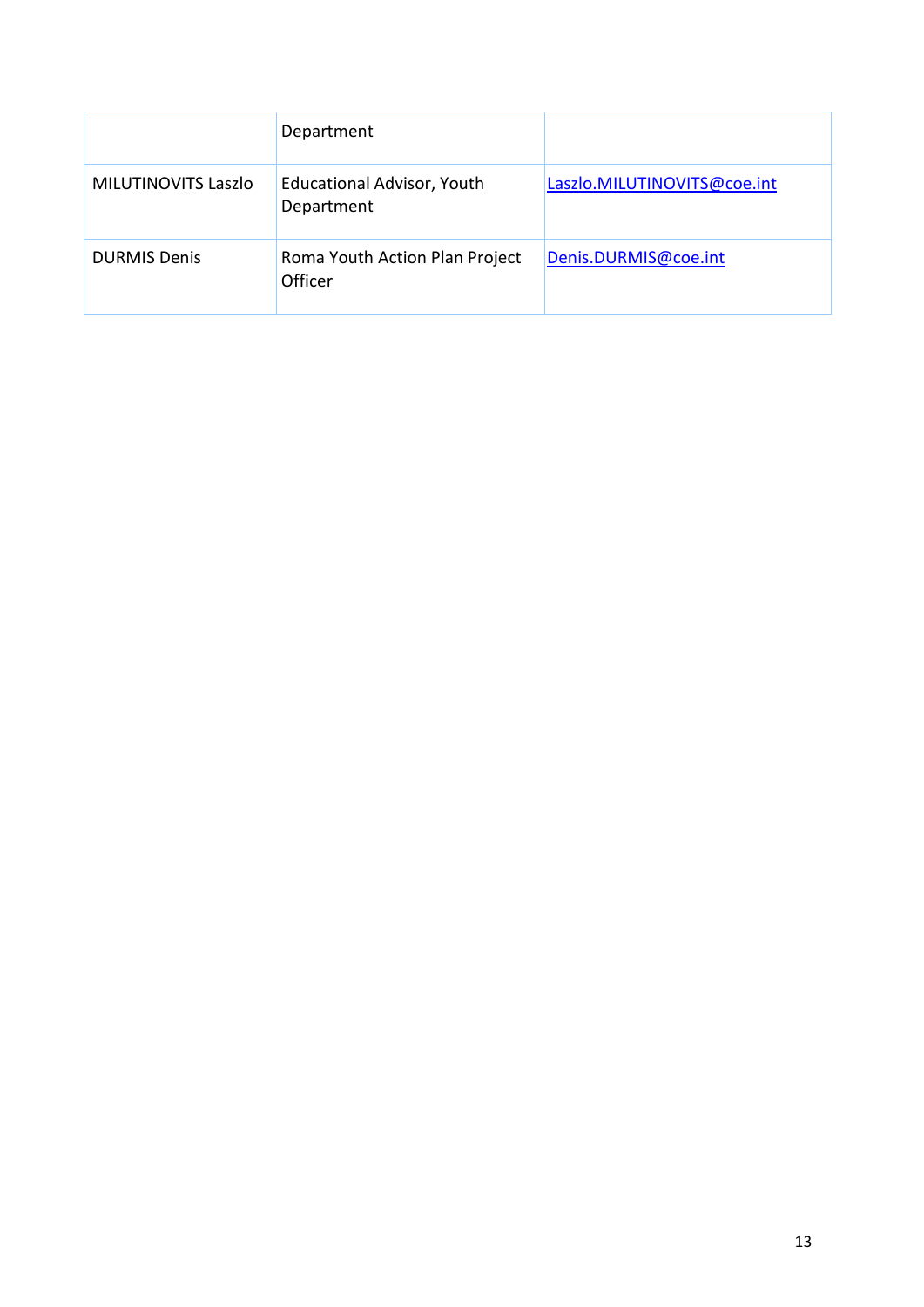| | | |
|---|---|---|
| | Department | |
| MILUTINOVITS Laszlo | Educational Advisor, Youth Department | Laszlo.MILUTINOVITS@coe.int |
| DURMIS Denis | Roma Youth Action Plan Project Officer | Denis.DURMIS@coe.int |